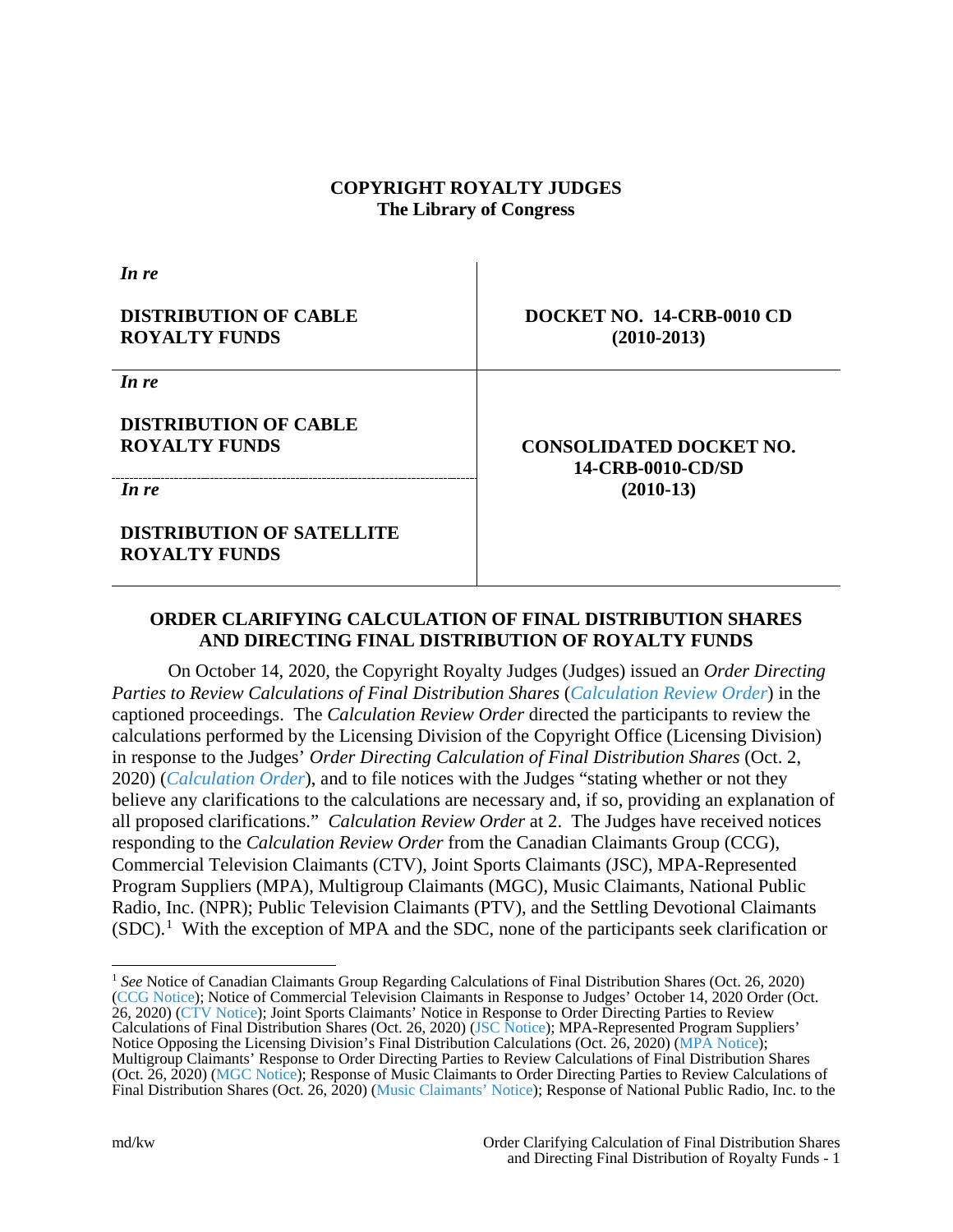**COPYRIGHT ROYALTY JUDGES**
**The Library of Congress**

| | |
|---|---|
| ***In re*** **DISTRIBUTION OF CABLE ROYALTY FUNDS** | **DOCKET NO. 14-CRB-0010 CD (2010-2013)** |
| ***In re*** **DISTRIBUTION OF CABLE ROYALTY FUNDS** ***In re*** **DISTRIBUTION OF SATELLITE ROYALTY FUNDS** | **CONSOLIDATED DOCKET NO. 14-CRB-0010-CD/SD (2010-13)** |

## ORDER CLARIFYING CALCULATION OF FINAL DISTRIBUTION SHARES AND DIRECTING FINAL DISTRIBUTION OF ROYALTY FUNDS

On October 14, 2020, the Copyright Royalty Judges (Judges) issued an *Order Directing Parties to Review Calculations of Final Distribution Shares* (*Calculation Review Order*) in the captioned proceedings. The *Calculation Review Order* directed the participants to review the calculations performed by the Licensing Division of the Copyright Office (Licensing Division) in response to the Judges' *Order Directing Calculation of Final Distribution Shares* (Oct. 2, 2020) (*Calculation Order*), and to file notices with the Judges "stating whether or not they believe any clarifications to the calculations are necessary and, if so, providing an explanation of all proposed clarifications." *Calculation Review Order* at 2. The Judges have received notices responding to the *Calculation Review Order* from the Canadian Claimants Group (CCG), Commercial Television Claimants (CTV), Joint Sports Claimants (JSC), MPA-Represented Program Suppliers (MPA), Multigroup Claimants (MGC), Music Claimants, National Public Radio, Inc. (NPR); Public Television Claimants (PTV), and the Settling Devotional Claimants (SDC).[1] With the exception of MPA and the SDC, none of the participants seek clarification or

[1] *See* Notice of Canadian Claimants Group Regarding Calculations of Final Distribution Shares (Oct. 26, 2020) (CCG Notice); Notice of Commercial Television Claimants in Response to Judges' October 14, 2020 Order (Oct. 26, 2020) (CTV Notice); Joint Sports Claimants' Notice in Response to Order Directing Parties to Review Calculations of Final Distribution Shares (Oct. 26, 2020) (JSC Notice); MPA-Represented Program Suppliers' Notice Opposing the Licensing Division's Final Distribution Calculations (Oct. 26, 2020) (MPA Notice); Multigroup Claimants' Response to Order Directing Parties to Review Calculations of Final Distribution Shares (Oct. 26, 2020) (MGC Notice); Response of Music Claimants to Order Directing Parties to Review Calculations of Final Distribution Shares (Oct. 26, 2020) (Music Claimants' Notice); Response of National Public Radio, Inc. to the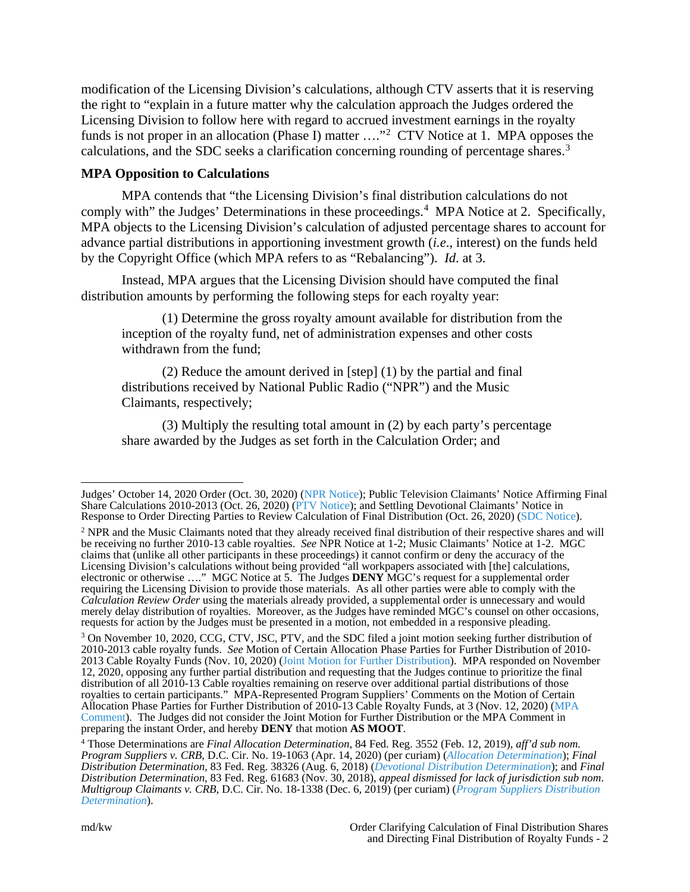modification of the Licensing Division's calculations, although CTV asserts that it is reserving the right to "explain in a future matter why the calculation approach the Judges ordered the Licensing Division to follow here with regard to accrued investment earnings in the royalty funds is not proper in an allocation (Phase I) matter …."[2] CTV Notice at 1. MPA opposes the calculations, and the SDC seeks a clarification concerning rounding of percentage shares.[3]

**MPA Opposition to Calculations**

MPA contends that "the Licensing Division's final distribution calculations do not comply with" the Judges' Determinations in these proceedings.[4] MPA Notice at 2. Specifically, MPA objects to the Licensing Division's calculation of adjusted percentage shares to account for advance partial distributions in apportioning investment growth (*i.e*., interest) on the funds held by the Copyright Office (which MPA refers to as "Rebalancing"). *Id*. at 3.

Instead, MPA argues that the Licensing Division should have computed the final distribution amounts by performing the following steps for each royalty year:

> (1) Determine the gross royalty amount available for distribution from the inception of the royalty fund, net of administration expenses and other costs withdrawn from the fund;
>
> (2) Reduce the amount derived in [step] (1) by the partial and final distributions received by National Public Radio ("NPR") and the Music Claimants, respectively;
>
> (3) Multiply the resulting total amount in (2) by each party's percentage share awarded by the Judges as set forth in the Calculation Order; and

---

Judges' October 14, 2020 Order (Oct. 30, 2020) (NPR Notice); Public Television Claimants' Notice Affirming Final Share Calculations 2010-2013 (Oct. 26, 2020) (PTV Notice); and Settling Devotional Claimants' Notice in Response to Order Directing Parties to Review Calculation of Final Distribution (Oct. 26, 2020) (SDC Notice).

[2] NPR and the Music Claimants noted that they already received final distribution of their respective shares and will be receiving no further 2010-13 cable royalties. *See* NPR Notice at 1-2; Music Claimants' Notice at 1-2. MGC claims that (unlike all other participants in these proceedings) it cannot confirm or deny the accuracy of the Licensing Division's calculations without being provided "all workpapers associated with [the] calculations, electronic or otherwise …." MGC Notice at 5. The Judges **DENY** MGC's request for a supplemental order requiring the Licensing Division to provide those materials. As all other parties were able to comply with the *Calculation Review Order* using the materials already provided, a supplemental order is unnecessary and would merely delay distribution of royalties. Moreover, as the Judges have reminded MGC's counsel on other occasions, requests for action by the Judges must be presented in a motion, not embedded in a responsive pleading.

[3] On November 10, 2020, CCG, CTV, JSC, PTV, and the SDC filed a joint motion seeking further distribution of 2010-2013 cable royalty funds. *See* Motion of Certain Allocation Phase Parties for Further Distribution of 2010-2013 Cable Royalty Funds (Nov. 10, 2020) (Joint Motion for Further Distribution). MPA responded on November 12, 2020, opposing any further partial distribution and requesting that the Judges continue to prioritize the final distribution of all 2010-13 Cable royalties remaining on reserve over additional partial distributions of those royalties to certain participants." MPA-Represented Program Suppliers' Comments on the Motion of Certain Allocation Phase Parties for Further Distribution of 2010-13 Cable Royalty Funds, at 3 (Nov. 12, 2020) (MPA Comment). The Judges did not consider the Joint Motion for Further Distribution or the MPA Comment in preparing the instant Order, and hereby **DENY** that motion **AS MOOT**.

[4] Those Determinations are *Final Allocation Determination*, 84 Fed. Reg. 3552 (Feb. 12, 2019), *aff'd sub nom. Program Suppliers v. CRB*, D.C. Cir. No. 19-1063 (Apr. 14, 2020) (per curiam) (*Allocation Determination*); *Final Distribution Determination*, 83 Fed. Reg. 38326 (Aug. 6, 2018) (*Devotional Distribution Determination*); and *Final Distribution Determination*, 83 Fed. Reg. 61683 (Nov. 30, 2018), *appeal dismissed for lack of jurisdiction sub nom. Multigroup Claimants v. CRB*, D.C. Cir. No. 18-1338 (Dec. 6, 2019) (per curiam) (*Program Suppliers Distribution Determination*).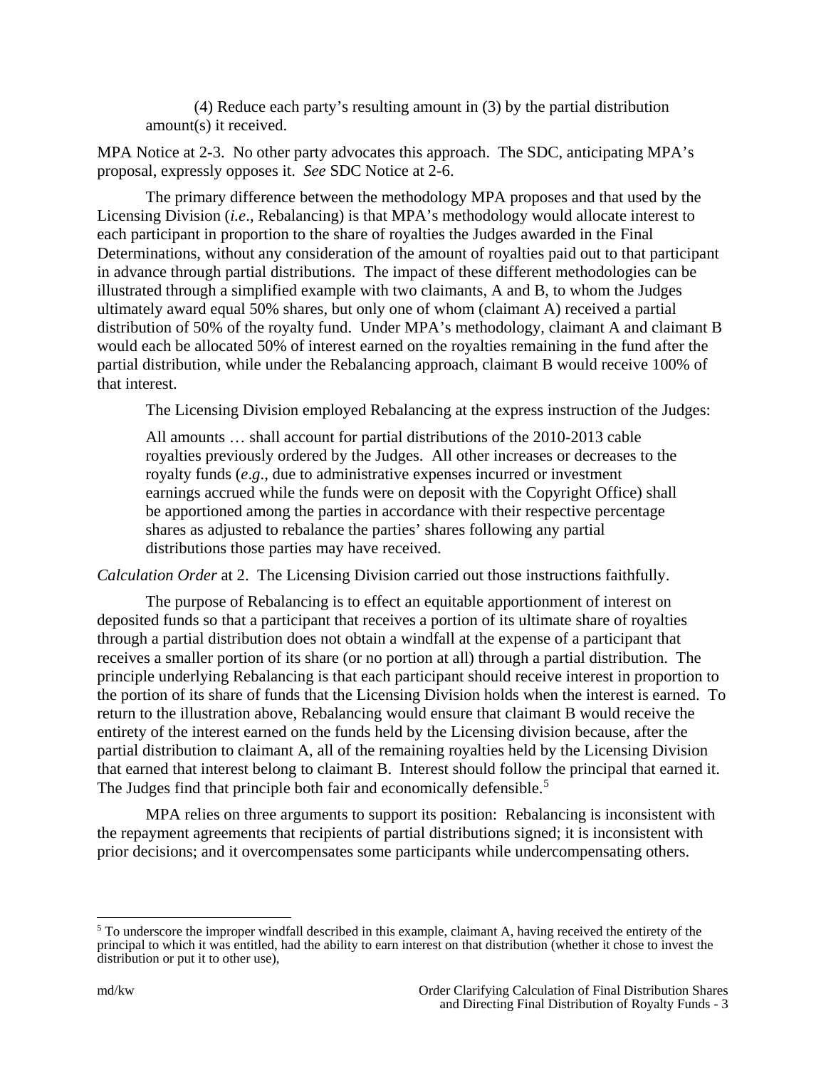(4) Reduce each party's resulting amount in (3) by the partial distribution amount(s) it received.

MPA Notice at 2-3. No other party advocates this approach. The SDC, anticipating MPA's proposal, expressly opposes it. *See* SDC Notice at 2-6.

The primary difference between the methodology MPA proposes and that used by the Licensing Division (*i.e*., Rebalancing) is that MPA's methodology would allocate interest to each participant in proportion to the share of royalties the Judges awarded in the Final Determinations, without any consideration of the amount of royalties paid out to that participant in advance through partial distributions. The impact of these different methodologies can be illustrated through a simplified example with two claimants, A and B, to whom the Judges ultimately award equal 50% shares, but only one of whom (claimant A) received a partial distribution of 50% of the royalty fund. Under MPA's methodology, claimant A and claimant B would each be allocated 50% of interest earned on the royalties remaining in the fund after the partial distribution, while under the Rebalancing approach, claimant B would receive 100% of that interest.

The Licensing Division employed Rebalancing at the express instruction of the Judges:

> All amounts … shall account for partial distributions of the 2010-2013 cable royalties previously ordered by the Judges. All other increases or decreases to the royalty funds (*e.g*., due to administrative expenses incurred or investment earnings accrued while the funds were on deposit with the Copyright Office) shall be apportioned among the parties in accordance with their respective percentage shares as adjusted to rebalance the parties' shares following any partial distributions those parties may have received.

*Calculation Order* at 2. The Licensing Division carried out those instructions faithfully.

The purpose of Rebalancing is to effect an equitable apportionment of interest on deposited funds so that a participant that receives a portion of its ultimate share of royalties through a partial distribution does not obtain a windfall at the expense of a participant that receives a smaller portion of its share (or no portion at all) through a partial distribution. The principle underlying Rebalancing is that each participant should receive interest in proportion to the portion of its share of funds that the Licensing Division holds when the interest is earned. To return to the illustration above, Rebalancing would ensure that claimant B would receive the entirety of the interest earned on the funds held by the Licensing division because, after the partial distribution to claimant A, all of the remaining royalties held by the Licensing Division that earned that interest belong to claimant B. Interest should follow the principal that earned it. The Judges find that principle both fair and economically defensible.[5]

MPA relies on three arguments to support its position: Rebalancing is inconsistent with the repayment agreements that recipients of partial distributions signed; it is inconsistent with prior decisions; and it overcompensates some participants while undercompensating others.

---

[5] To underscore the improper windfall described in this example, claimant A, having received the entirety of the principal to which it was entitled, had the ability to earn interest on that distribution (whether it chose to invest the distribution or put it to other use),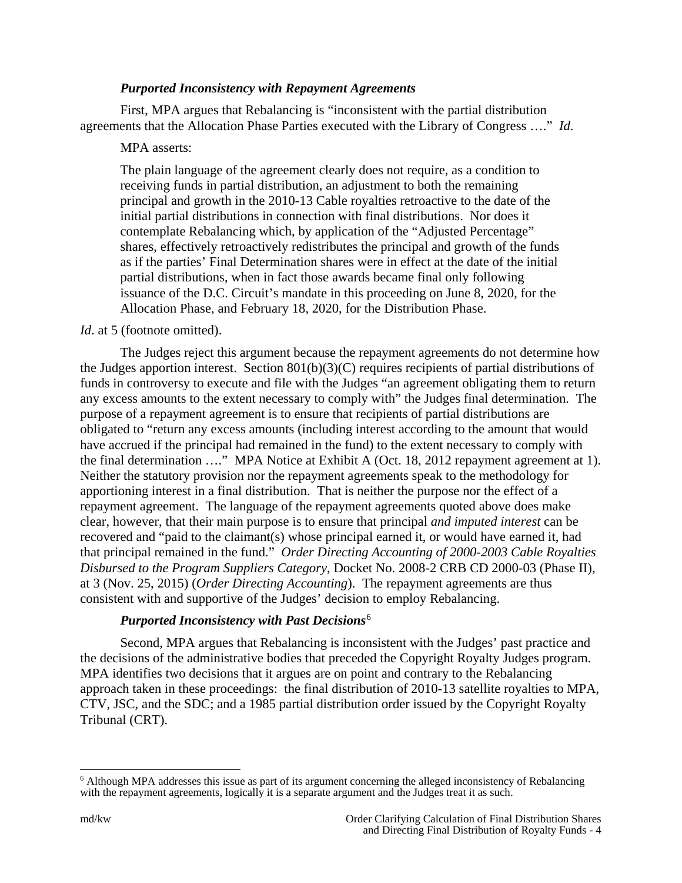***Purported Inconsistency with Repayment Agreements***

First, MPA argues that Rebalancing is "inconsistent with the partial distribution agreements that the Allocation Phase Parties executed with the Library of Congress …." *Id*.

MPA asserts:

> The plain language of the agreement clearly does not require, as a condition to receiving funds in partial distribution, an adjustment to both the remaining principal and growth in the 2010-13 Cable royalties retroactive to the date of the initial partial distributions in connection with final distributions. Nor does it contemplate Rebalancing which, by application of the "Adjusted Percentage" shares, effectively retroactively redistributes the principal and growth of the funds as if the parties' Final Determination shares were in effect at the date of the initial partial distributions, when in fact those awards became final only following issuance of the D.C. Circuit's mandate in this proceeding on June 8, 2020, for the Allocation Phase, and February 18, 2020, for the Distribution Phase.

*Id*. at 5 (footnote omitted).

The Judges reject this argument because the repayment agreements do not determine how the Judges apportion interest. Section 801(b)(3)(C) requires recipients of partial distributions of funds in controversy to execute and file with the Judges "an agreement obligating them to return any excess amounts to the extent necessary to comply with" the Judges final determination. The purpose of a repayment agreement is to ensure that recipients of partial distributions are obligated to "return any excess amounts (including interest according to the amount that would have accrued if the principal had remained in the fund) to the extent necessary to comply with the final determination …." MPA Notice at Exhibit A (Oct. 18, 2012 repayment agreement at 1). Neither the statutory provision nor the repayment agreements speak to the methodology for apportioning interest in a final distribution. That is neither the purpose nor the effect of a repayment agreement. The language of the repayment agreements quoted above does make clear, however, that their main purpose is to ensure that principal *and imputed interest* can be recovered and "paid to the claimant(s) whose principal earned it, or would have earned it, had that principal remained in the fund." *Order Directing Accounting of 2000-2003 Cable Royalties Disbursed to the Program Suppliers Category*, Docket No. 2008-2 CRB CD 2000-03 (Phase II), at 3 (Nov. 25, 2015) (*Order Directing Accounting*). The repayment agreements are thus consistent with and supportive of the Judges' decision to employ Rebalancing.

***Purported Inconsistency with Past Decisions***[6]

Second, MPA argues that Rebalancing is inconsistent with the Judges' past practice and the decisions of the administrative bodies that preceded the Copyright Royalty Judges program. MPA identifies two decisions that it argues are on point and contrary to the Rebalancing approach taken in these proceedings: the final distribution of 2010-13 satellite royalties to MPA, CTV, JSC, and the SDC; and a 1985 partial distribution order issued by the Copyright Royalty Tribunal (CRT).

[6] Although MPA addresses this issue as part of its argument concerning the alleged inconsistency of Rebalancing with the repayment agreements, logically it is a separate argument and the Judges treat it as such.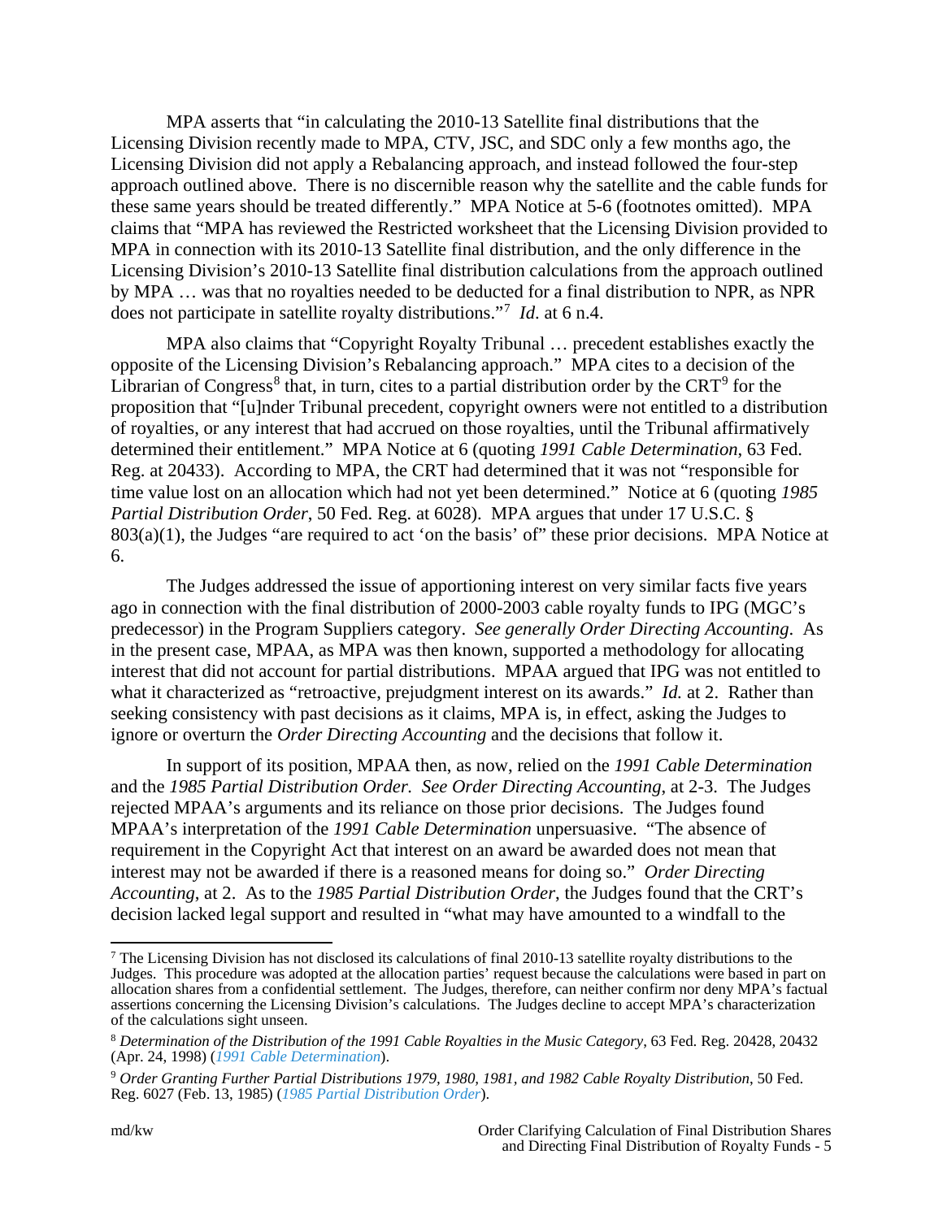MPA asserts that "in calculating the 2010-13 Satellite final distributions that the Licensing Division recently made to MPA, CTV, JSC, and SDC only a few months ago, the Licensing Division did not apply a Rebalancing approach, and instead followed the four-step approach outlined above. There is no discernible reason why the satellite and the cable funds for these same years should be treated differently." MPA Notice at 5-6 (footnotes omitted). MPA claims that "MPA has reviewed the Restricted worksheet that the Licensing Division provided to MPA in connection with its 2010-13 Satellite final distribution, and the only difference in the Licensing Division's 2010-13 Satellite final distribution calculations from the approach outlined by MPA … was that no royalties needed to be deducted for a final distribution to NPR, as NPR does not participate in satellite royalty distributions."[7] *Id.* at 6 n.4.

MPA also claims that "Copyright Royalty Tribunal … precedent establishes exactly the opposite of the Licensing Division's Rebalancing approach." MPA cites to a decision of the Librarian of Congress[8] that, in turn, cites to a partial distribution order by the CRT[9] for the proposition that "[u]nder Tribunal precedent, copyright owners were not entitled to a distribution of royalties, or any interest that had accrued on those royalties, until the Tribunal affirmatively determined their entitlement." MPA Notice at 6 (quoting *1991 Cable Determination*, 63 Fed. Reg. at 20433). According to MPA, the CRT had determined that it was not "responsible for time value lost on an allocation which had not yet been determined." Notice at 6 (quoting *1985 Partial Distribution Order*, 50 Fed. Reg. at 6028). MPA argues that under 17 U.S.C. § 803(a)(1), the Judges "are required to act 'on the basis' of" these prior decisions. MPA Notice at 6.

The Judges addressed the issue of apportioning interest on very similar facts five years ago in connection with the final distribution of 2000-2003 cable royalty funds to IPG (MGC's predecessor) in the Program Suppliers category. *See generally Order Directing Accounting*. As in the present case, MPAA, as MPA was then known, supported a methodology for allocating interest that did not account for partial distributions. MPAA argued that IPG was not entitled to what it characterized as "retroactive, prejudgment interest on its awards." *Id.* at 2. Rather than seeking consistency with past decisions as it claims, MPA is, in effect, asking the Judges to ignore or overturn the *Order Directing Accounting* and the decisions that follow it.

In support of its position, MPAA then, as now, relied on the *1991 Cable Determination* and the *1985 Partial Distribution Order*. *See Order Directing Accounting*, at 2-3. The Judges rejected MPAA's arguments and its reliance on those prior decisions. The Judges found MPAA's interpretation of the *1991 Cable Determination* unpersuasive. "The absence of requirement in the Copyright Act that interest on an award be awarded does not mean that interest may not be awarded if there is a reasoned means for doing so." *Order Directing Accounting*, at 2. As to the *1985 Partial Distribution Order*, the Judges found that the CRT's decision lacked legal support and resulted in "what may have amounted to a windfall to the

---

[7] The Licensing Division has not disclosed its calculations of final 2010-13 satellite royalty distributions to the Judges. This procedure was adopted at the allocation parties' request because the calculations were based in part on allocation shares from a confidential settlement. The Judges, therefore, can neither confirm nor deny MPA's factual assertions concerning the Licensing Division's calculations. The Judges decline to accept MPA's characterization of the calculations sight unseen.

[8] *Determination of the Distribution of the 1991 Cable Royalties in the Music Category*, 63 Fed. Reg. 20428, 20432 (Apr. 24, 1998) (*1991 Cable Determination*).

[9] *Order Granting Further Partial Distributions 1979, 1980, 1981, and 1982 Cable Royalty Distribution*, 50 Fed. Reg. 6027 (Feb. 13, 1985) (*1985 Partial Distribution Order*).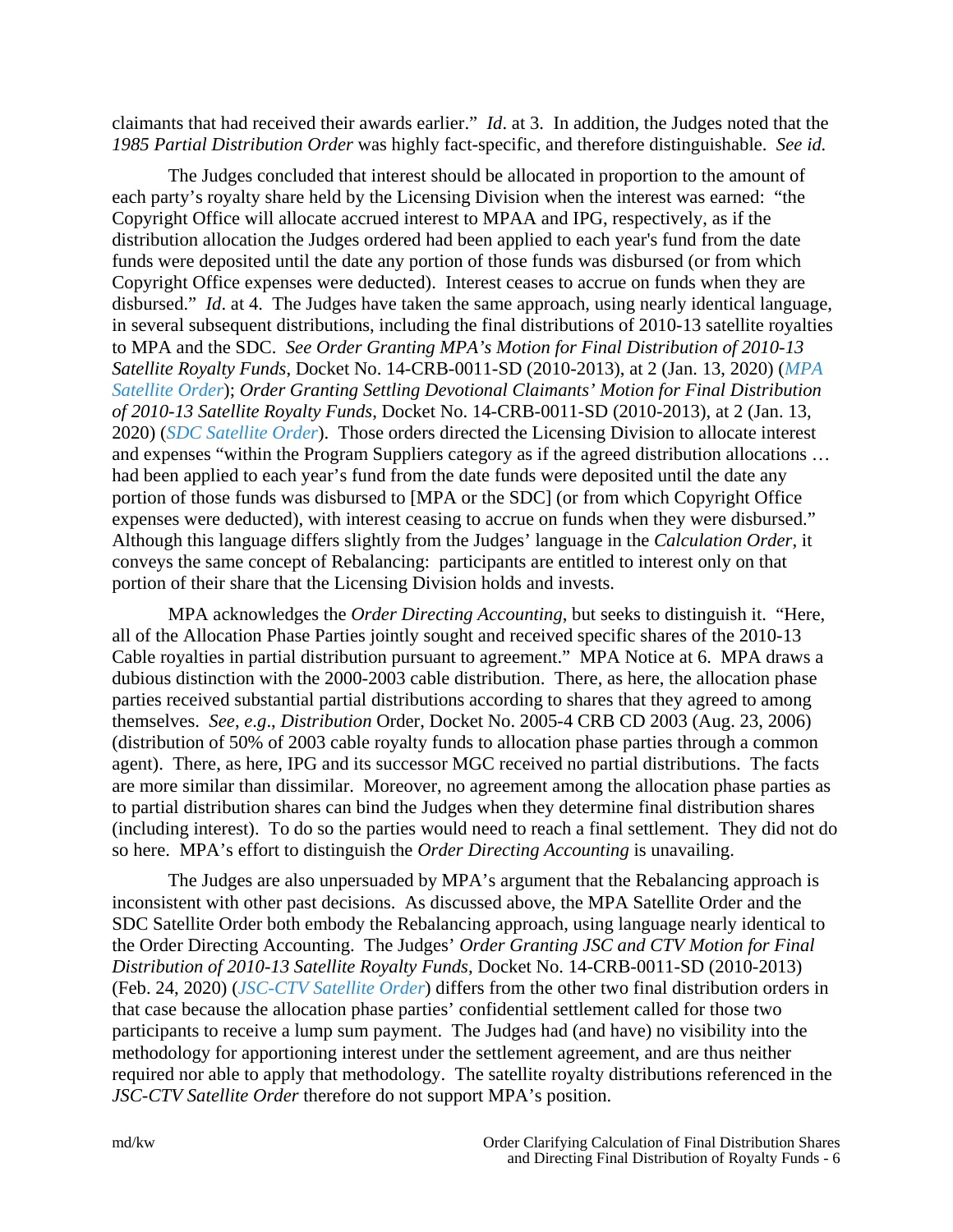claimants that had received their awards earlier." *Id*. at 3. In addition, the Judges noted that the *1985 Partial Distribution Order* was highly fact-specific, and therefore distinguishable. *See id.*

The Judges concluded that interest should be allocated in proportion to the amount of each party's royalty share held by the Licensing Division when the interest was earned: "the Copyright Office will allocate accrued interest to MPAA and IPG, respectively, as if the distribution allocation the Judges ordered had been applied to each year's fund from the date funds were deposited until the date any portion of those funds was disbursed (or from which Copyright Office expenses were deducted). Interest ceases to accrue on funds when they are disbursed." *Id*. at 4. The Judges have taken the same approach, using nearly identical language, in several subsequent distributions, including the final distributions of 2010-13 satellite royalties to MPA and the SDC. *See Order Granting MPA's Motion for Final Distribution of 2010-13 Satellite Royalty Funds*, Docket No. 14-CRB-0011-SD (2010-2013), at 2 (Jan. 13, 2020) (*MPA Satellite Order*); *Order Granting Settling Devotional Claimants' Motion for Final Distribution of 2010-13 Satellite Royalty Funds*, Docket No. 14-CRB-0011-SD (2010-2013), at 2 (Jan. 13, 2020) (*SDC Satellite Order*). Those orders directed the Licensing Division to allocate interest and expenses "within the Program Suppliers category as if the agreed distribution allocations … had been applied to each year's fund from the date funds were deposited until the date any portion of those funds was disbursed to [MPA or the SDC] (or from which Copyright Office expenses were deducted), with interest ceasing to accrue on funds when they were disbursed." Although this language differs slightly from the Judges' language in the *Calculation Order*, it conveys the same concept of Rebalancing: participants are entitled to interest only on that portion of their share that the Licensing Division holds and invests.

MPA acknowledges the *Order Directing Accounting*, but seeks to distinguish it. "Here, all of the Allocation Phase Parties jointly sought and received specific shares of the 2010-13 Cable royalties in partial distribution pursuant to agreement." MPA Notice at 6. MPA draws a dubious distinction with the 2000-2003 cable distribution. There, as here, the allocation phase parties received substantial partial distributions according to shares that they agreed to among themselves. *See*, *e.g*., *Distribution* Order, Docket No. 2005-4 CRB CD 2003 (Aug. 23, 2006) (distribution of 50% of 2003 cable royalty funds to allocation phase parties through a common agent). There, as here, IPG and its successor MGC received no partial distributions. The facts are more similar than dissimilar. Moreover, no agreement among the allocation phase parties as to partial distribution shares can bind the Judges when they determine final distribution shares (including interest). To do so the parties would need to reach a final settlement. They did not do so here. MPA's effort to distinguish the *Order Directing Accounting* is unavailing.

The Judges are also unpersuaded by MPA's argument that the Rebalancing approach is inconsistent with other past decisions. As discussed above, the MPA Satellite Order and the SDC Satellite Order both embody the Rebalancing approach, using language nearly identical to the Order Directing Accounting. The Judges' *Order Granting JSC and CTV Motion for Final Distribution of 2010-13 Satellite Royalty Funds*, Docket No. 14-CRB-0011-SD (2010-2013) (Feb. 24, 2020) (*JSC-CTV Satellite Order*) differs from the other two final distribution orders in that case because the allocation phase parties' confidential settlement called for those two participants to receive a lump sum payment. The Judges had (and have) no visibility into the methodology for apportioning interest under the settlement agreement, and are thus neither required nor able to apply that methodology. The satellite royalty distributions referenced in the *JSC-CTV Satellite Order* therefore do not support MPA's position.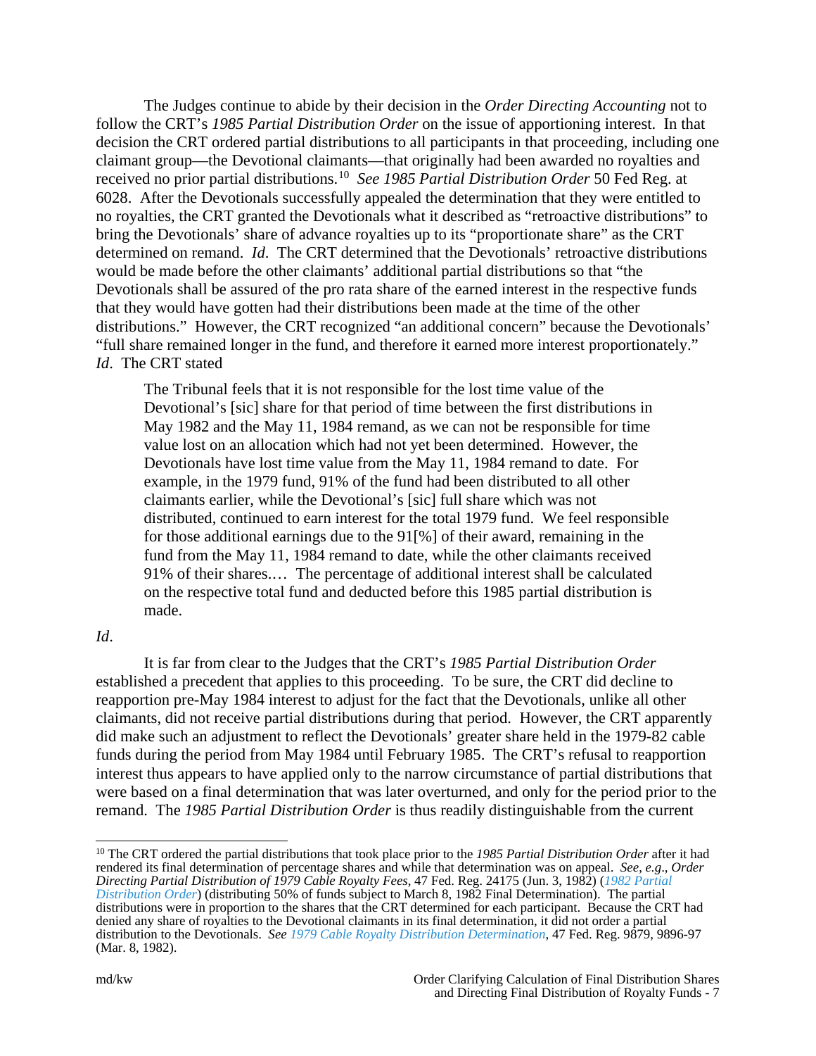The Judges continue to abide by their decision in the *Order Directing Accounting* not to follow the CRT's *1985 Partial Distribution Order* on the issue of apportioning interest. In that decision the CRT ordered partial distributions to all participants in that proceeding, including one claimant group—the Devotional claimants—that originally had been awarded no royalties and received no prior partial distributions.[10] *See 1985 Partial Distribution Order* 50 Fed Reg. at 6028. After the Devotionals successfully appealed the determination that they were entitled to no royalties, the CRT granted the Devotionals what it described as "retroactive distributions" to bring the Devotionals' share of advance royalties up to its "proportionate share" as the CRT determined on remand. *Id*. The CRT determined that the Devotionals' retroactive distributions would be made before the other claimants' additional partial distributions so that "the Devotionals shall be assured of the pro rata share of the earned interest in the respective funds that they would have gotten had their distributions been made at the time of the other distributions." However, the CRT recognized "an additional concern" because the Devotionals' "full share remained longer in the fund, and therefore it earned more interest proportionately." *Id*. The CRT stated

> The Tribunal feels that it is not responsible for the lost time value of the Devotional's [sic] share for that period of time between the first distributions in May 1982 and the May 11, 1984 remand, as we can not be responsible for time value lost on an allocation which had not yet been determined. However, the Devotionals have lost time value from the May 11, 1984 remand to date. For example, in the 1979 fund, 91% of the fund had been distributed to all other claimants earlier, while the Devotional's [sic] full share which was not distributed, continued to earn interest for the total 1979 fund. We feel responsible for those additional earnings due to the 91[%] of their award, remaining in the fund from the May 11, 1984 remand to date, while the other claimants received 91% of their shares.… The percentage of additional interest shall be calculated on the respective total fund and deducted before this 1985 partial distribution is made.

*Id*.

It is far from clear to the Judges that the CRT's *1985 Partial Distribution Order* established a precedent that applies to this proceeding. To be sure, the CRT did decline to reapportion pre-May 1984 interest to adjust for the fact that the Devotionals, unlike all other claimants, did not receive partial distributions during that period. However, the CRT apparently did make such an adjustment to reflect the Devotionals' greater share held in the 1979-82 cable funds during the period from May 1984 until February 1985. The CRT's refusal to reapportion interest thus appears to have applied only to the narrow circumstance of partial distributions that were based on a final determination that was later overturned, and only for the period prior to the remand. The *1985 Partial Distribution Order* is thus readily distinguishable from the current

[10] The CRT ordered the partial distributions that took place prior to the *1985 Partial Distribution Order* after it had rendered its final determination of percentage shares and while that determination was on appeal. *See, e.g.*, *Order Directing Partial Distribution of 1979 Cable Royalty Fees*, 47 Fed. Reg. 24175 (Jun. 3, 1982) (*1982 Partial Distribution Order*) (distributing 50% of funds subject to March 8, 1982 Final Determination). The partial distributions were in proportion to the shares that the CRT determined for each participant. Because the CRT had denied any share of royalties to the Devotional claimants in its final determination, it did not order a partial distribution to the Devotionals. *See* 1979 Cable Royalty Distribution Determination, 47 Fed. Reg. 9879, 9896-97 (Mar. 8, 1982).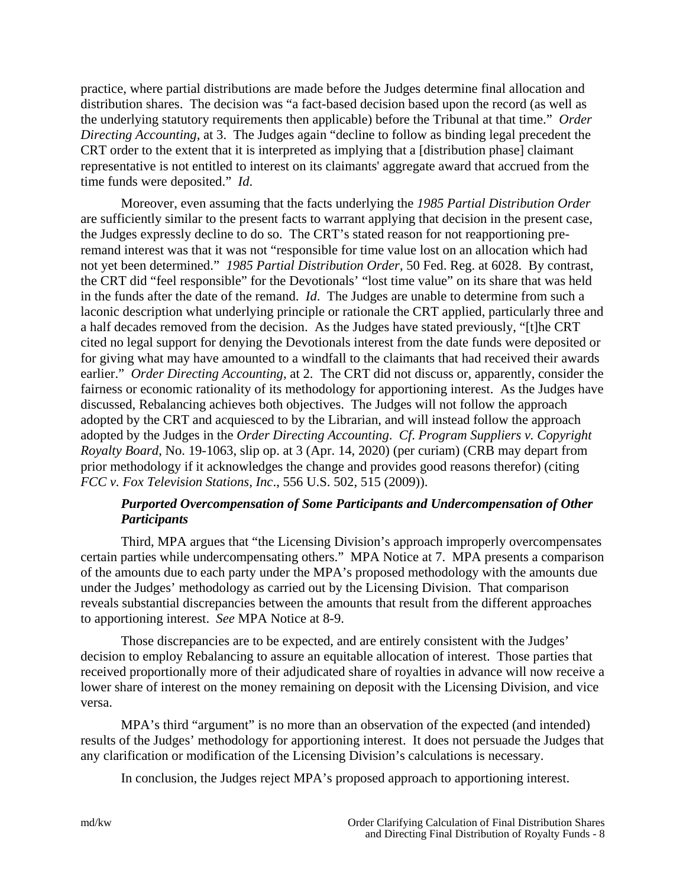practice, where partial distributions are made before the Judges determine final allocation and distribution shares. The decision was "a fact-based decision based upon the record (as well as the underlying statutory requirements then applicable) before the Tribunal at that time." *Order Directing Accounting*, at 3. The Judges again "decline to follow as binding legal precedent the CRT order to the extent that it is interpreted as implying that a [distribution phase] claimant representative is not entitled to interest on its claimants' aggregate award that accrued from the time funds were deposited." *Id*.

Moreover, even assuming that the facts underlying the *1985 Partial Distribution Order* are sufficiently similar to the present facts to warrant applying that decision in the present case, the Judges expressly decline to do so. The CRT's stated reason for not reapportioning pre-remand interest was that it was not "responsible for time value lost on an allocation which had not yet been determined." *1985 Partial Distribution Order*, 50 Fed. Reg. at 6028. By contrast, the CRT did "feel responsible" for the Devotionals' "lost time value" on its share that was held in the funds after the date of the remand. *Id*. The Judges are unable to determine from such a laconic description what underlying principle or rationale the CRT applied, particularly three and a half decades removed from the decision. As the Judges have stated previously, "[t]he CRT cited no legal support for denying the Devotionals interest from the date funds were deposited or for giving what may have amounted to a windfall to the claimants that had received their awards earlier." *Order Directing Accounting*, at 2. The CRT did not discuss or, apparently, consider the fairness or economic rationality of its methodology for apportioning interest. As the Judges have discussed, Rebalancing achieves both objectives. The Judges will not follow the approach adopted by the CRT and acquiesced to by the Librarian, and will instead follow the approach adopted by the Judges in the *Order Directing Accounting*. *Cf. Program Suppliers v. Copyright Royalty Board*, No. 19-1063, slip op. at 3 (Apr. 14, 2020) (per curiam) (CRB may depart from prior methodology if it acknowledges the change and provides good reasons therefor) (citing *FCC v. Fox Television Stations, Inc*., 556 U.S. 502, 515 (2009)).

***Purported Overcompensation of Some Participants and Undercompensation of Other Participants***

Third, MPA argues that "the Licensing Division's approach improperly overcompensates certain parties while undercompensating others." MPA Notice at 7. MPA presents a comparison of the amounts due to each party under the MPA's proposed methodology with the amounts due under the Judges' methodology as carried out by the Licensing Division. That comparison reveals substantial discrepancies between the amounts that result from the different approaches to apportioning interest. *See* MPA Notice at 8-9.

Those discrepancies are to be expected, and are entirely consistent with the Judges' decision to employ Rebalancing to assure an equitable allocation of interest. Those parties that received proportionally more of their adjudicated share of royalties in advance will now receive a lower share of interest on the money remaining on deposit with the Licensing Division, and vice versa.

MPA's third "argument" is no more than an observation of the expected (and intended) results of the Judges' methodology for apportioning interest. It does not persuade the Judges that any clarification or modification of the Licensing Division's calculations is necessary.

In conclusion, the Judges reject MPA's proposed approach to apportioning interest.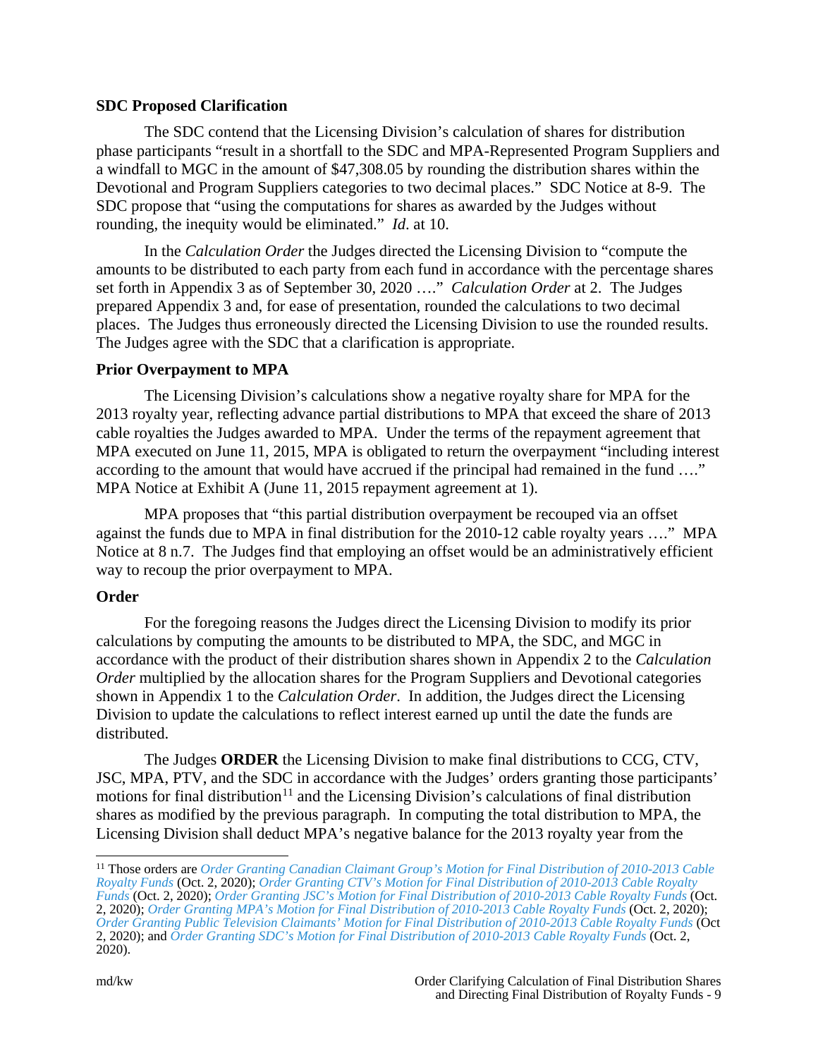**SDC Proposed Clarification**

The SDC contend that the Licensing Division's calculation of shares for distribution phase participants "result in a shortfall to the SDC and MPA-Represented Program Suppliers and a windfall to MGC in the amount of $47,308.05 by rounding the distribution shares within the Devotional and Program Suppliers categories to two decimal places." SDC Notice at 8-9. The SDC propose that "using the computations for shares as awarded by the Judges without rounding, the inequity would be eliminated." *Id.* at 10.

In the *Calculation Order* the Judges directed the Licensing Division to "compute the amounts to be distributed to each party from each fund in accordance with the percentage shares set forth in Appendix 3 as of September 30, 2020 …." *Calculation Order* at 2. The Judges prepared Appendix 3 and, for ease of presentation, rounded the calculations to two decimal places. The Judges thus erroneously directed the Licensing Division to use the rounded results. The Judges agree with the SDC that a clarification is appropriate.

**Prior Overpayment to MPA**

The Licensing Division's calculations show a negative royalty share for MPA for the 2013 royalty year, reflecting advance partial distributions to MPA that exceed the share of 2013 cable royalties the Judges awarded to MPA. Under the terms of the repayment agreement that MPA executed on June 11, 2015, MPA is obligated to return the overpayment "including interest according to the amount that would have accrued if the principal had remained in the fund …." MPA Notice at Exhibit A (June 11, 2015 repayment agreement at 1).

MPA proposes that "this partial distribution overpayment be recouped via an offset against the funds due to MPA in final distribution for the 2010-12 cable royalty years …." MPA Notice at 8 n.7. The Judges find that employing an offset would be an administratively efficient way to recoup the prior overpayment to MPA.

**Order**

For the foregoing reasons the Judges direct the Licensing Division to modify its prior calculations by computing the amounts to be distributed to MPA, the SDC, and MGC in accordance with the product of their distribution shares shown in Appendix 2 to the *Calculation Order* multiplied by the allocation shares for the Program Suppliers and Devotional categories shown in Appendix 1 to the *Calculation Order*. In addition, the Judges direct the Licensing Division to update the calculations to reflect interest earned up until the date the funds are distributed.

The Judges **ORDER** the Licensing Division to make final distributions to CCG, CTV, JSC, MPA, PTV, and the SDC in accordance with the Judges' orders granting those participants' motions for final distribution[11] and the Licensing Division's calculations of final distribution shares as modified by the previous paragraph. In computing the total distribution to MPA, the Licensing Division shall deduct MPA's negative balance for the 2013 royalty year from the

[11] Those orders are *Order Granting Canadian Claimant Group's Motion for Final Distribution of 2010-2013 Cable Royalty Funds* (Oct. 2, 2020); *Order Granting CTV's Motion for Final Distribution of 2010-2013 Cable Royalty Funds* (Oct. 2, 2020); *Order Granting JSC's Motion for Final Distribution of 2010-2013 Cable Royalty Funds* (Oct. 2, 2020); *Order Granting MPA's Motion for Final Distribution of 2010-2013 Cable Royalty Funds* (Oct. 2, 2020); *Order Granting Public Television Claimants' Motion for Final Distribution of 2010-2013 Cable Royalty Funds* (Oct 2, 2020); and *Order Granting SDC's Motion for Final Distribution of 2010-2013 Cable Royalty Funds* (Oct. 2, 2020).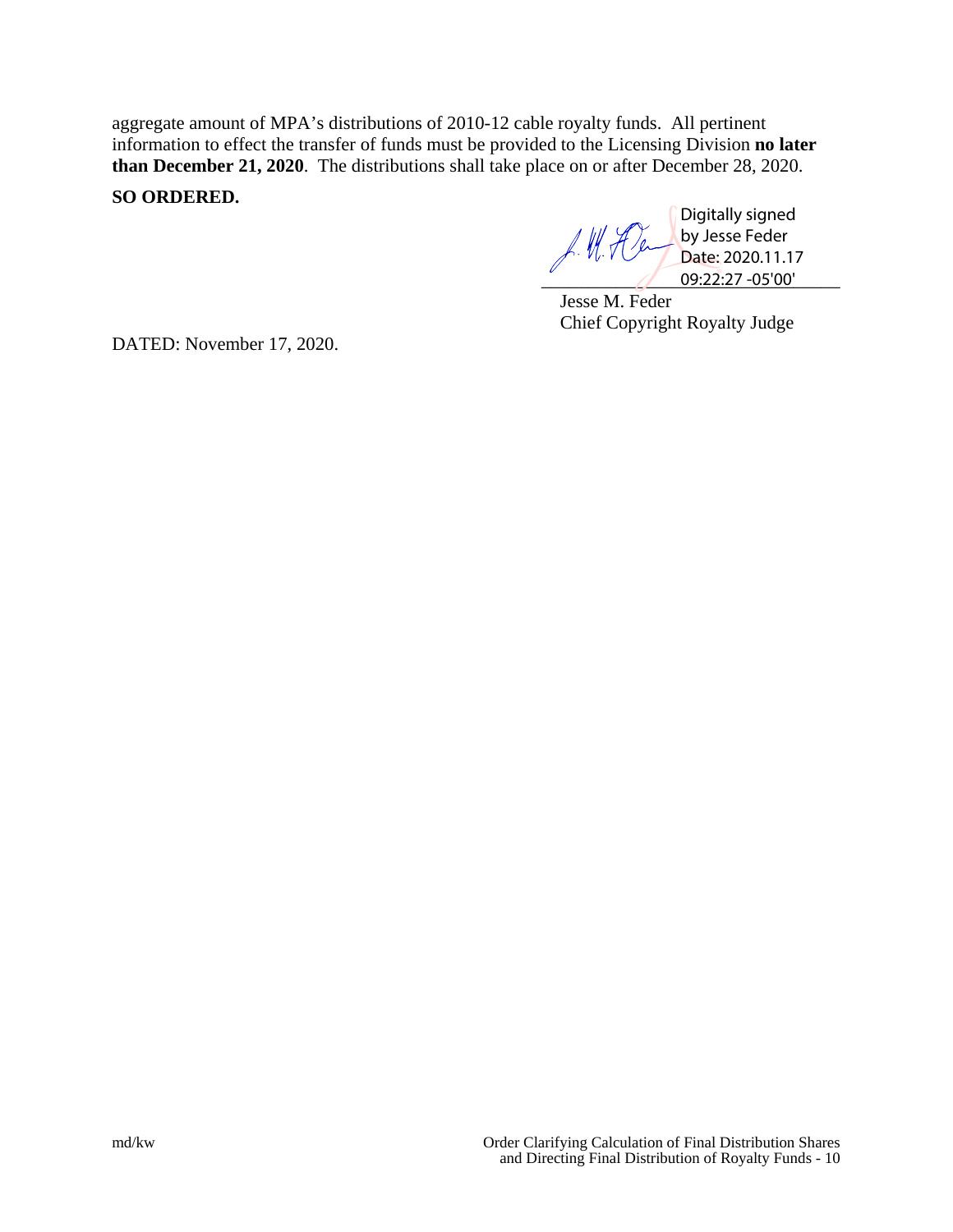aggregate amount of MPA's distributions of 2010-12 cable royalty funds. All pertinent information to effect the transfer of funds must be provided to the Licensing Division **no later than December 21, 2020**. The distributions shall take place on or after December 28, 2020.

**SO ORDERED.**

Digitally signed by Jesse Feder
Date: 2020.11.17 09:22:27 -05'00'

Jesse M. Feder
Chief Copyright Royalty Judge

DATED: November 17, 2020.

md/kw